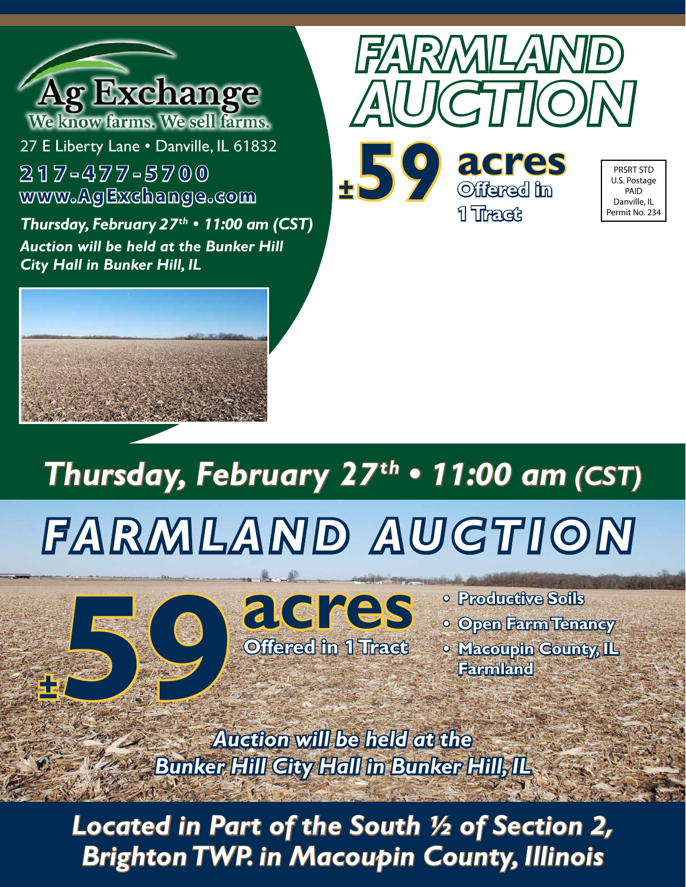# FARMLAND AUCTION

**±59 acres**
**Offered in 1 Tract**

PRSRT STD
U.S. Postage
PAID
Danville, IL
Permit No. 234

**Ag Exchange**
We know farms. We sell farms.

27 E Liberty Lane • Danville, IL 61832
**217-477-5700**
**www.AgExchange.com**

***Thursday, February 27th • 11:00 am (CST)***
***Auction will be held at the Bunker Hill City Hall in Bunker Hill, IL***

## *Thursday, February 27th • 11:00 am (CST)*

# *FARMLAND AUCTION*

**±59 acres**
**Offered in 1 Tract**

- **Productive Soils**
- **Open Farm Tenancy**
- **Macoupin County, IL Farmland**

***Auction will be held at the Bunker Hill City Hall in Bunker Hill, IL***

## *Located in Part of the South ½ of Section 2, Brighton TWP. in Macoupin County, Illinois*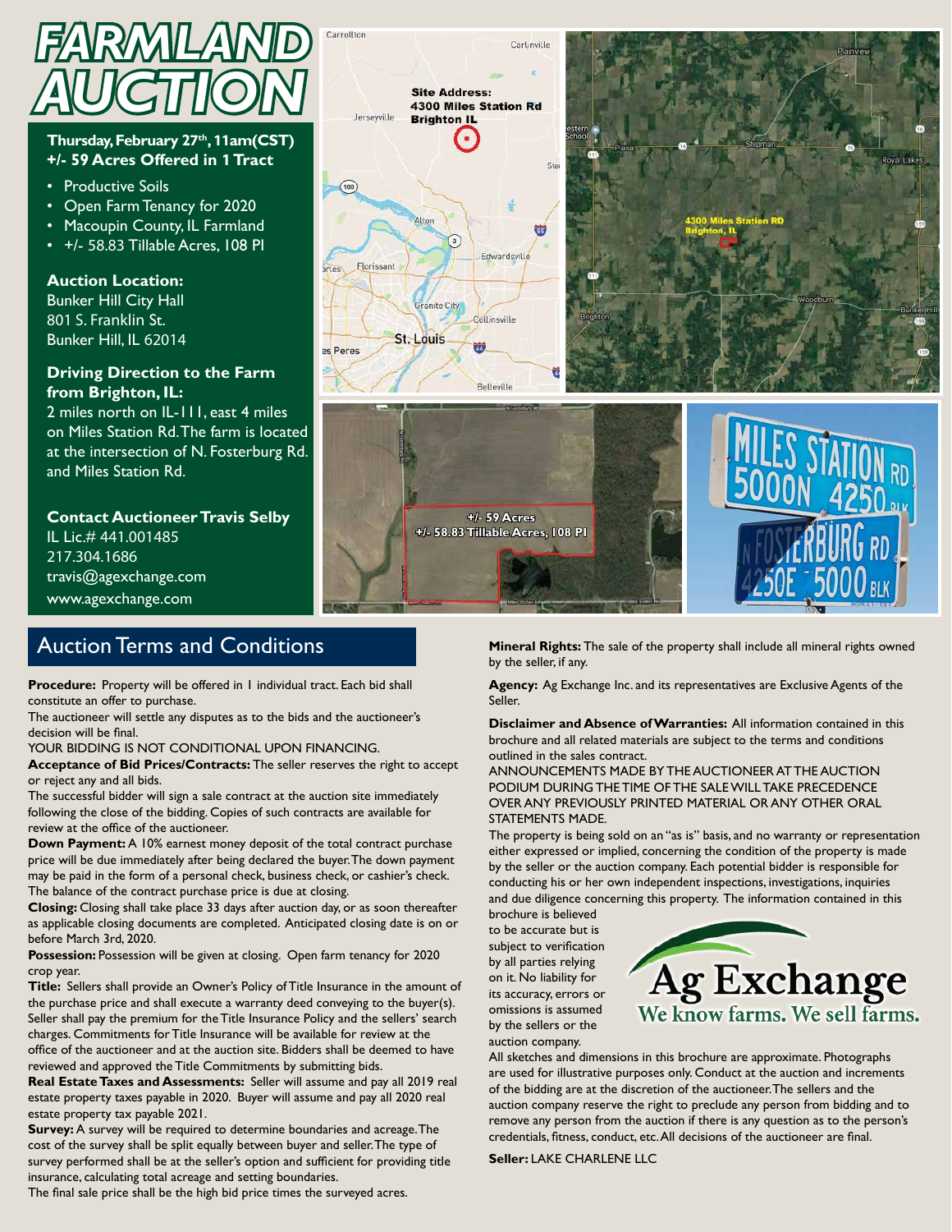# FARMLAND AUCTION

**Thursday, February 27th, 11am(CST)**
**+/- 59 Acres Offered in 1 Tract**

- Productive Soils
- Open Farm Tenancy for 2020
- Macoupin County, IL Farmland
- +/- 58.83 Tillable Acres, 108 PI

**Auction Location:**
Bunker Hill City Hall
801 S. Franklin St.
Bunker Hill, IL 62014

**Driving Direction to the Farm from Brighton, IL:**
2 miles north on IL-111, east 4 miles on Miles Station Rd. The farm is located at the intersection of N. Fosterburg Rd. and Miles Station Rd.

**Contact Auctioneer Travis Selby**
IL Lic.# 441.001485
217.304.1686
travis@agexchange.com
www.agexchange.com

**Site Address:**
**4300 Miles Station Rd**
**Brighton IL**

4300 Miles Station RD
Brighton, IL

+/- 59 Acres
+/- 58.83 Tillable Acres, 108 PI

## Auction Terms and Conditions

**Procedure:** Property will be offered in 1 individual tract. Each bid shall constitute an offer to purchase.
The auctioneer will settle any disputes as to the bids and the auctioneer's decision will be final.
YOUR BIDDING IS NOT CONDITIONAL UPON FINANCING.

**Acceptance of Bid Prices/Contracts:** The seller reserves the right to accept or reject any and all bids.
The successful bidder will sign a sale contract at the auction site immediately following the close of the bidding. Copies of such contracts are available for review at the office of the auctioneer.

**Down Payment:** A 10% earnest money deposit of the total contract purchase price will be due immediately after being declared the buyer. The down payment may be paid in the form of a personal check, business check, or cashier's check. The balance of the contract purchase price is due at closing.

**Closing:** Closing shall take place 33 days after auction day, or as soon thereafter as applicable closing documents are completed. Anticipated closing date is on or before March 3rd, 2020.

**Possession:** Possession will be given at closing. Open farm tenancy for 2020 crop year.

**Title:** Sellers shall provide an Owner's Policy of Title Insurance in the amount of the purchase price and shall execute a warranty deed conveying to the buyer(s). Seller shall pay the premium for the Title Insurance Policy and the sellers' search charges. Commitments for Title Insurance will be available for review at the office of the auctioneer and at the auction site. Bidders shall be deemed to have reviewed and approved the Title Commitments by submitting bids.

**Real Estate Taxes and Assessments:** Seller will assume and pay all 2019 real estate property taxes payable in 2020. Buyer will assume and pay all 2020 real estate property tax payable 2021.

**Survey:** A survey will be required to determine boundaries and acreage. The cost of the survey shall be split equally between buyer and seller. The type of survey performed shall be at the seller's option and sufficient for providing title insurance, calculating total acreage and setting boundaries.
The final sale price shall be the high bid price times the surveyed acres.

**Mineral Rights:** The sale of the property shall include all mineral rights owned by the seller, if any.

**Agency:** Ag Exchange Inc. and its representatives are Exclusive Agents of the Seller.

**Disclaimer and Absence of Warranties:** All information contained in this brochure and all related materials are subject to the terms and conditions outlined in the sales contract.
ANNOUNCEMENTS MADE BY THE AUCTIONEER AT THE AUCTION PODIUM DURING THE TIME OF THE SALE WILL TAKE PRECEDENCE OVER ANY PREVIOUSLY PRINTED MATERIAL OR ANY OTHER ORAL STATEMENTS MADE.
The property is being sold on an "as is" basis, and no warranty or representation either expressed or implied, concerning the condition of the property is made by the seller or the auction company. Each potential bidder is responsible for conducting his or her own independent inspections, investigations, inquiries and due diligence concerning this property. The information contained in this brochure is believed to be accurate but is subject to verification by all parties relying on it. No liability for its accuracy, errors or omissions is assumed by the sellers or the auction company.
All sketches and dimensions in this brochure are approximate. Photographs are used for illustrative purposes only. Conduct at the auction and increments of the bidding are at the discretion of the auctioneer. The sellers and the auction company reserve the right to preclude any person from bidding and to remove any person from the auction if there is any question as to the person's credentials, fitness, conduct, etc. All decisions of the auctioneer are final.

**Seller:** LAKE CHARLENE LLC

Ag Exchange
We know farms. We sell farms.